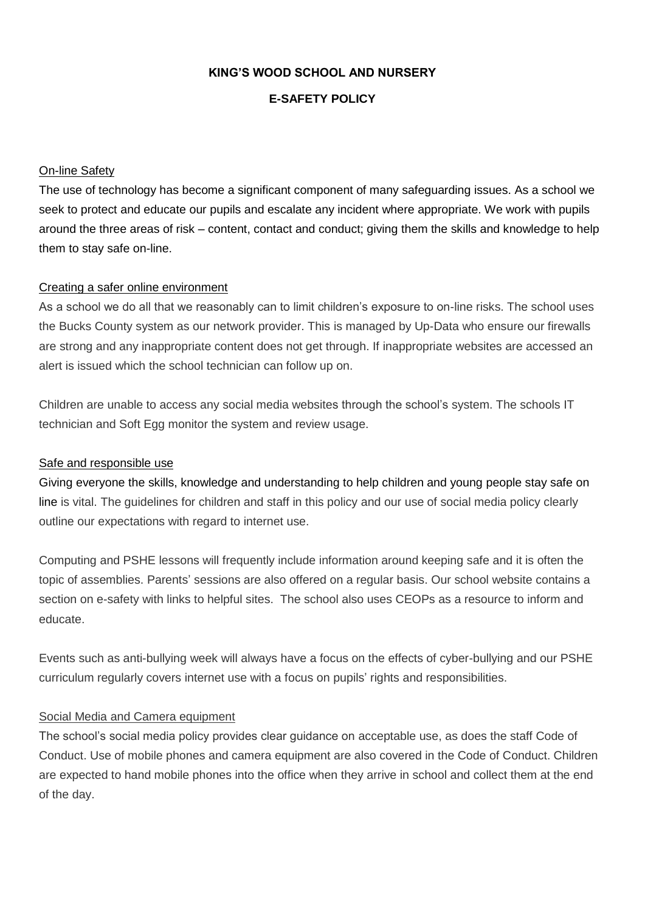# KING'S WOOD SCHOOL AND NURSERY

## E-SAFETY POLICY

### On-line Safety

The use of technology has become a significant component of many safeguarding issues. As a school we seek to protect and educate our pupils and escalate any incident where appropriate. We work with pupils around the three areas of risk – content, contact and conduct; giving them the skills and knowledge to help them to stay safe on-line.

### Creating a safer online environment

As a school we do all that we reasonably can to limit children's exposure to on-line risks. The school uses the Bucks County system as our network provider. This is managed by Up-Data who ensure our firewalls are strong and any inappropriate content does not get through. If inappropriate websites are accessed an alert is issued which the school technician can follow up on.

Children are unable to access any social media websites through the school's system. The schools IT technician and Soft Egg monitor the system and review usage.

### Safe and responsible use

Giving everyone the skills, knowledge and understanding to help children and young people stay safe on line is vital. The guidelines for children and staff in this policy and our use of social media policy clearly outline our expectations with regard to internet use.

Computing and PSHE lessons will frequently include information around keeping safe and it is often the topic of assemblies. Parents' sessions are also offered on a regular basis. Our school website contains a section on e-safety with links to helpful sites. The school also uses CEOPs as a resource to inform and educate.

Events such as anti-bullying week will always have a focus on the effects of cyber-bullying and our PSHE curriculum regularly covers internet use with a focus on pupils' rights and responsibilities.

### Social Media and Camera equipment

The school's social media policy provides clear guidance on acceptable use, as does the staff Code of Conduct. Use of mobile phones and camera equipment are also covered in the Code of Conduct. Children are expected to hand mobile phones into the office when they arrive in school and collect them at the end of the day.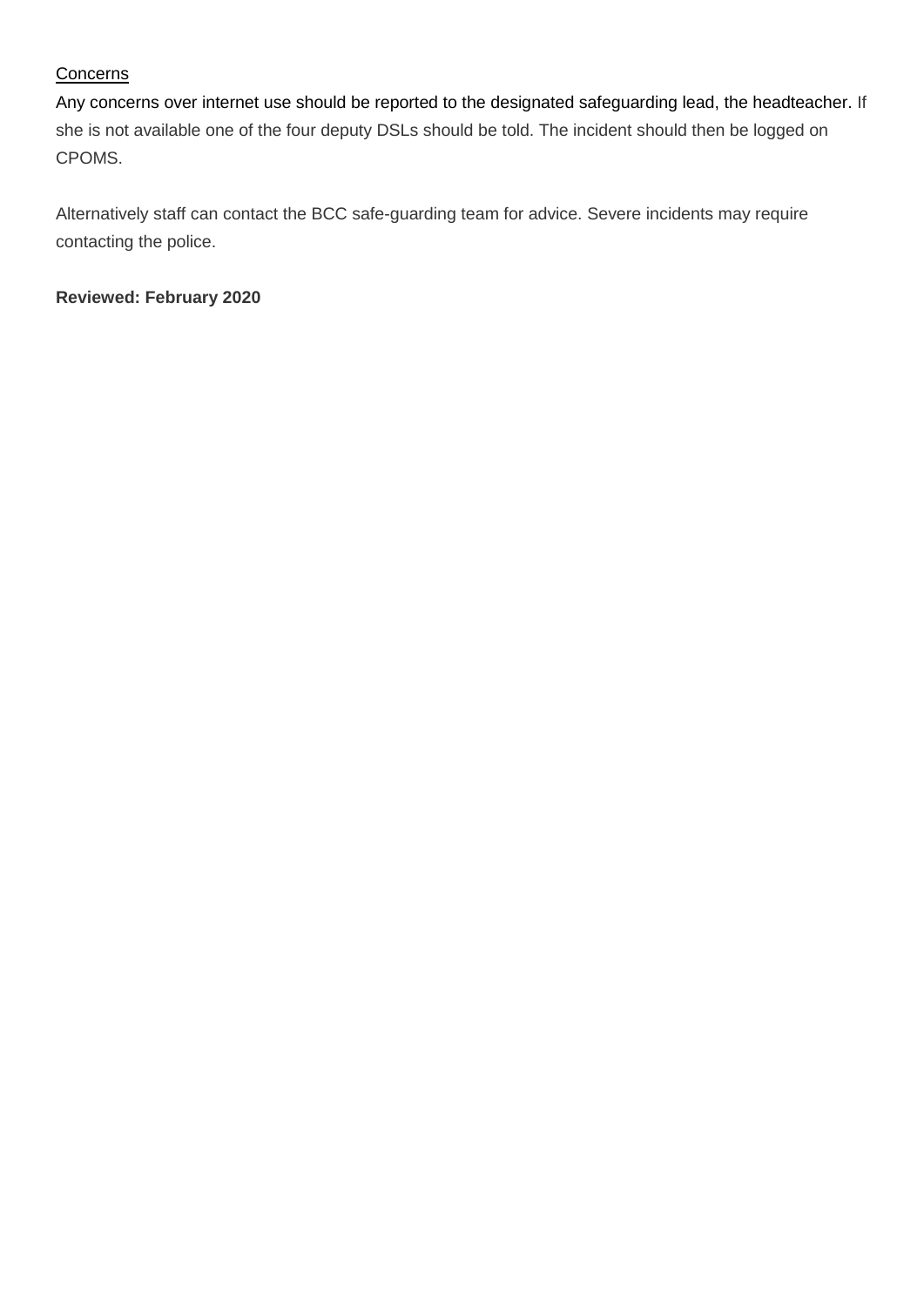<u>Concerns</u>

Any concerns over internet use should be reported to the designated safeguarding lead, the headteacher. If she is not available one of the four deputy DSLs should be told. The incident should then be logged on CPOMS.

Alternatively staff can contact the BCC safe-guarding team for advice. Severe incidents may require contacting the police.

**Reviewed: February 2020**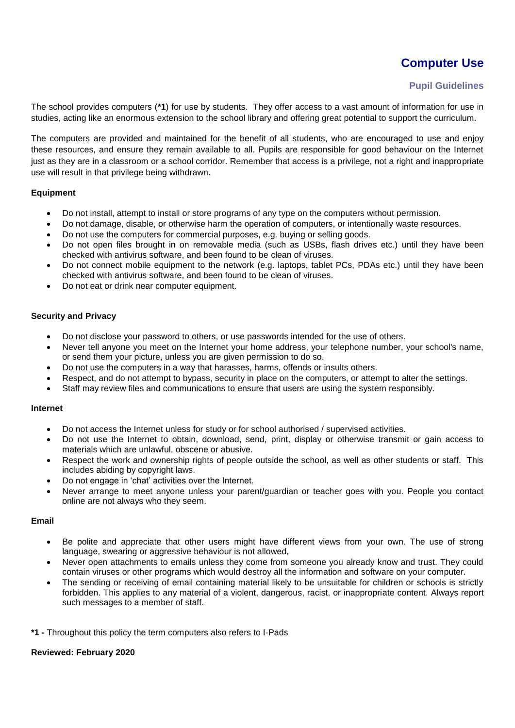# Computer Use

## Pupil Guidelines

The school provides computers (**\*1**) for use by students. They offer access to a vast amount of information for use in studies, acting like an enormous extension to the school library and offering great potential to support the curriculum.

The computers are provided and maintained for the benefit of all students, who are encouraged to use and enjoy these resources, and ensure they remain available to all. Pupils are responsible for good behaviour on the Internet just as they are in a classroom or a school corridor. Remember that access is a privilege, not a right and inappropriate use will result in that privilege being withdrawn.

**Equipment**

- Do not install, attempt to install or store programs of any type on the computers without permission.
- Do not damage, disable, or otherwise harm the operation of computers, or intentionally waste resources.
- Do not use the computers for commercial purposes, e.g. buying or selling goods.
- Do not open files brought in on removable media (such as USBs, flash drives etc.) until they have been checked with antivirus software, and been found to be clean of viruses.
- Do not connect mobile equipment to the network (e.g. laptops, tablet PCs, PDAs etc.) until they have been checked with antivirus software, and been found to be clean of viruses.
- Do not eat or drink near computer equipment.

**Security and Privacy**

- Do not disclose your password to others, or use passwords intended for the use of others.
- Never tell anyone you meet on the Internet your home address, your telephone number, your school's name, or send them your picture, unless you are given permission to do so.
- Do not use the computers in a way that harasses, harms, offends or insults others.
- Respect, and do not attempt to bypass, security in place on the computers, or attempt to alter the settings.
- Staff may review files and communications to ensure that users are using the system responsibly.

**Internet**

- Do not access the Internet unless for study or for school authorised / supervised activities.
- Do not use the Internet to obtain, download, send, print, display or otherwise transmit or gain access to materials which are unlawful, obscene or abusive.
- Respect the work and ownership rights of people outside the school, as well as other students or staff. This includes abiding by copyright laws.
- Do not engage in 'chat' activities over the Internet.
- Never arrange to meet anyone unless your parent/guardian or teacher goes with you. People you contact online are not always who they seem.

**Email**

- Be polite and appreciate that other users might have different views from your own. The use of strong language, swearing or aggressive behaviour is not allowed,
- Never open attachments to emails unless they come from someone you already know and trust. They could contain viruses or other programs which would destroy all the information and software on your computer.
- The sending or receiving of email containing material likely to be unsuitable for children or schools is strictly forbidden. This applies to any material of a violent, dangerous, racist, or inappropriate content. Always report such messages to a member of staff.

**\*1 -** Throughout this policy the term computers also refers to I-Pads

**Reviewed: February 2020**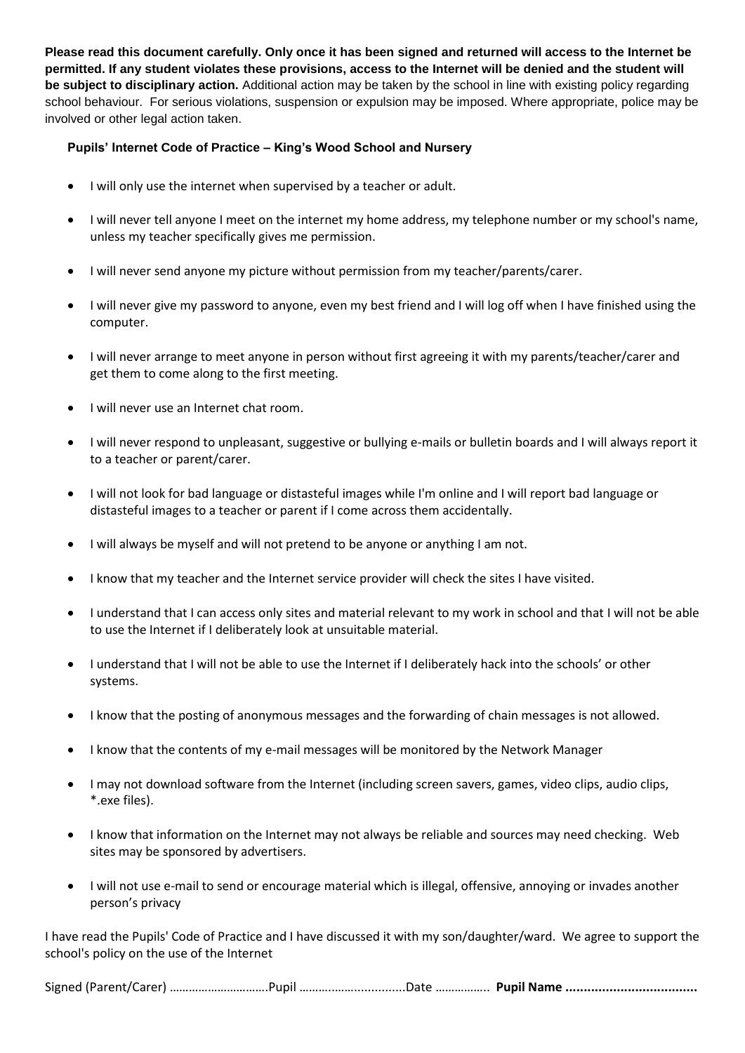**Please read this document carefully. Only once it has been signed and returned will access to the Internet be permitted. If any student violates these provisions, access to the Internet will be denied and the student will be subject to disciplinary action.** Additional action may be taken by the school in line with existing policy regarding school behaviour. For serious violations, suspension or expulsion may be imposed. Where appropriate, police may be involved or other legal action taken.

**Pupils' Internet Code of Practice – King's Wood School and Nursery**

- I will only use the internet when supervised by a teacher or adult.
- I will never tell anyone I meet on the internet my home address, my telephone number or my school's name, unless my teacher specifically gives me permission.
- I will never send anyone my picture without permission from my teacher/parents/carer.
- I will never give my password to anyone, even my best friend and I will log off when I have finished using the computer.
- I will never arrange to meet anyone in person without first agreeing it with my parents/teacher/carer and get them to come along to the first meeting.
- I will never use an Internet chat room.
- I will never respond to unpleasant, suggestive or bullying e-mails or bulletin boards and I will always report it to a teacher or parent/carer.
- I will not look for bad language or distasteful images while I'm online and I will report bad language or distasteful images to a teacher or parent if I come across them accidentally.
- I will always be myself and will not pretend to be anyone or anything I am not.
- I know that my teacher and the Internet service provider will check the sites I have visited.
- I understand that I can access only sites and material relevant to my work in school and that I will not be able to use the Internet if I deliberately look at unsuitable material.
- I understand that I will not be able to use the Internet if I deliberately hack into the schools' or other systems.
- I know that the posting of anonymous messages and the forwarding of chain messages is not allowed.
- I know that the contents of my e-mail messages will be monitored by the Network Manager
- I may not download software from the Internet (including screen savers, games, video clips, audio clips, *.exe files).
- I know that information on the Internet may not always be reliable and sources may need checking. Web sites may be sponsored by advertisers.
- I will not use e-mail to send or encourage material which is illegal, offensive, annoying or invades another person's privacy

I have read the Pupils' Code of Practice and I have discussed it with my son/daughter/ward. We agree to support the school's policy on the use of the Internet

Signed (Parent/Carer) ………………………….Pupil ……………….............Date ……………. **Pupil Name ....................................**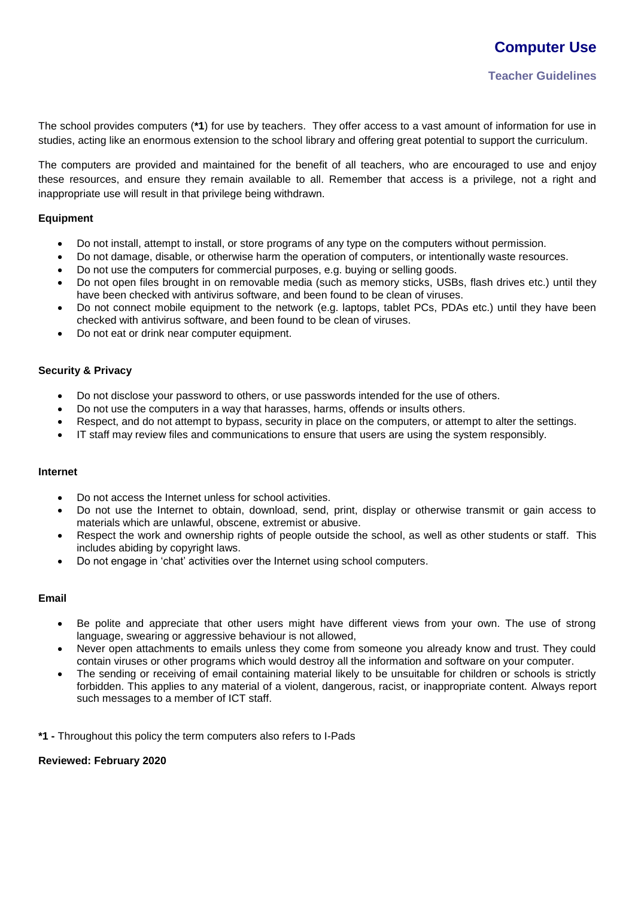# Computer Use

## Teacher Guidelines

The school provides computers (**\*1**) for use by teachers. They offer access to a vast amount of information for use in studies, acting like an enormous extension to the school library and offering great potential to support the curriculum.

The computers are provided and maintained for the benefit of all teachers, who are encouraged to use and enjoy these resources, and ensure they remain available to all. Remember that access is a privilege, not a right and inappropriate use will result in that privilege being withdrawn.

**Equipment**

- Do not install, attempt to install, or store programs of any type on the computers without permission.
- Do not damage, disable, or otherwise harm the operation of computers, or intentionally waste resources.
- Do not use the computers for commercial purposes, e.g. buying or selling goods.
- Do not open files brought in on removable media (such as memory sticks, USBs, flash drives etc.) until they have been checked with antivirus software, and been found to be clean of viruses.
- Do not connect mobile equipment to the network (e.g. laptops, tablet PCs, PDAs etc.) until they have been checked with antivirus software, and been found to be clean of viruses.
- Do not eat or drink near computer equipment.

**Security & Privacy**

- Do not disclose your password to others, or use passwords intended for the use of others.
- Do not use the computers in a way that harasses, harms, offends or insults others.
- Respect, and do not attempt to bypass, security in place on the computers, or attempt to alter the settings.
- IT staff may review files and communications to ensure that users are using the system responsibly.

**Internet**

- Do not access the Internet unless for school activities.
- Do not use the Internet to obtain, download, send, print, display or otherwise transmit or gain access to materials which are unlawful, obscene, extremist or abusive.
- Respect the work and ownership rights of people outside the school, as well as other students or staff. This includes abiding by copyright laws.
- Do not engage in 'chat' activities over the Internet using school computers.

**Email**

- Be polite and appreciate that other users might have different views from your own. The use of strong language, swearing or aggressive behaviour is not allowed,
- Never open attachments to emails unless they come from someone you already know and trust. They could contain viruses or other programs which would destroy all the information and software on your computer.
- The sending or receiving of email containing material likely to be unsuitable for children or schools is strictly forbidden. This applies to any material of a violent, dangerous, racist, or inappropriate content. Always report such messages to a member of ICT staff.

**\*1 -** Throughout this policy the term computers also refers to I-Pads

**Reviewed: February 2020**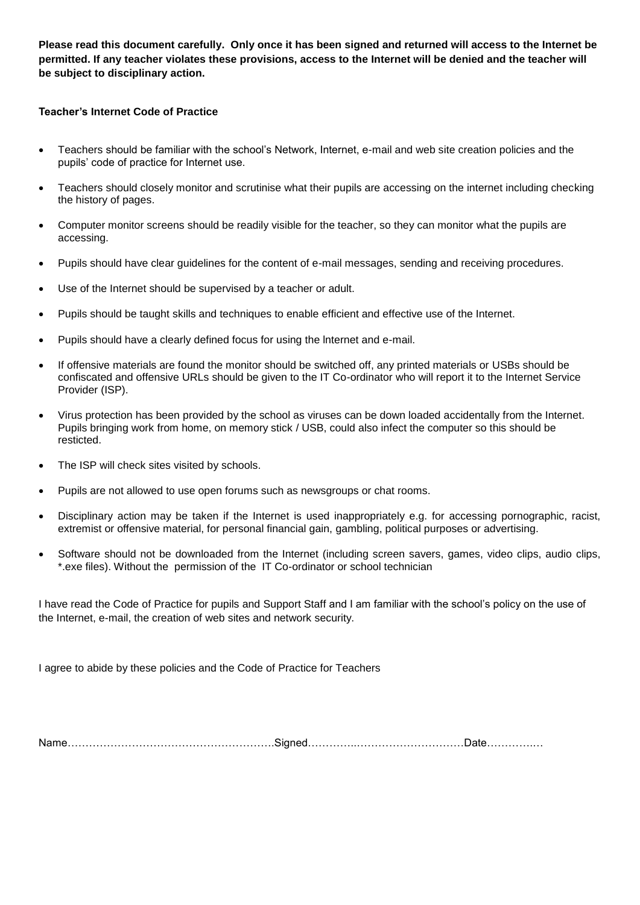**Please read this document carefully. Only once it has been signed and returned will access to the Internet be permitted. If any teacher violates these provisions, access to the Internet will be denied and the teacher will be subject to disciplinary action.**

**Teacher's Internet Code of Practice**

- Teachers should be familiar with the school's Network, Internet, e-mail and web site creation policies and the pupils' code of practice for Internet use.
- Teachers should closely monitor and scrutinise what their pupils are accessing on the internet including checking the history of pages.
- Computer monitor screens should be readily visible for the teacher, so they can monitor what the pupils are accessing.
- Pupils should have clear guidelines for the content of e-mail messages, sending and receiving procedures.
- Use of the Internet should be supervised by a teacher or adult.
- Pupils should be taught skills and techniques to enable efficient and effective use of the Internet.
- Pupils should have a clearly defined focus for using the Internet and e-mail.
- If offensive materials are found the monitor should be switched off, any printed materials or USBs should be confiscated and offensive URLs should be given to the IT Co-ordinator who will report it to the Internet Service Provider (ISP).
- Virus protection has been provided by the school as viruses can be down loaded accidentally from the Internet. Pupils bringing work from home, on memory stick / USB, could also infect the computer so this should be resticted.
- The ISP will check sites visited by schools.
- Pupils are not allowed to use open forums such as newsgroups or chat rooms.
- Disciplinary action may be taken if the Internet is used inappropriately e.g. for accessing pornographic, racist, extremist or offensive material, for personal financial gain, gambling, political purposes or advertising.
- Software should not be downloaded from the Internet (including screen savers, games, video clips, audio clips, *.exe files). Without the permission of the IT Co-ordinator or school technician

I have read the Code of Practice for pupils and Support Staff and I am familiar with the school's policy on the use of the Internet, e-mail, the creation of web sites and network security.

I agree to abide by these policies and the Code of Practice for Teachers

Name…………………………………………………Signed…………..…………………………Date…………..…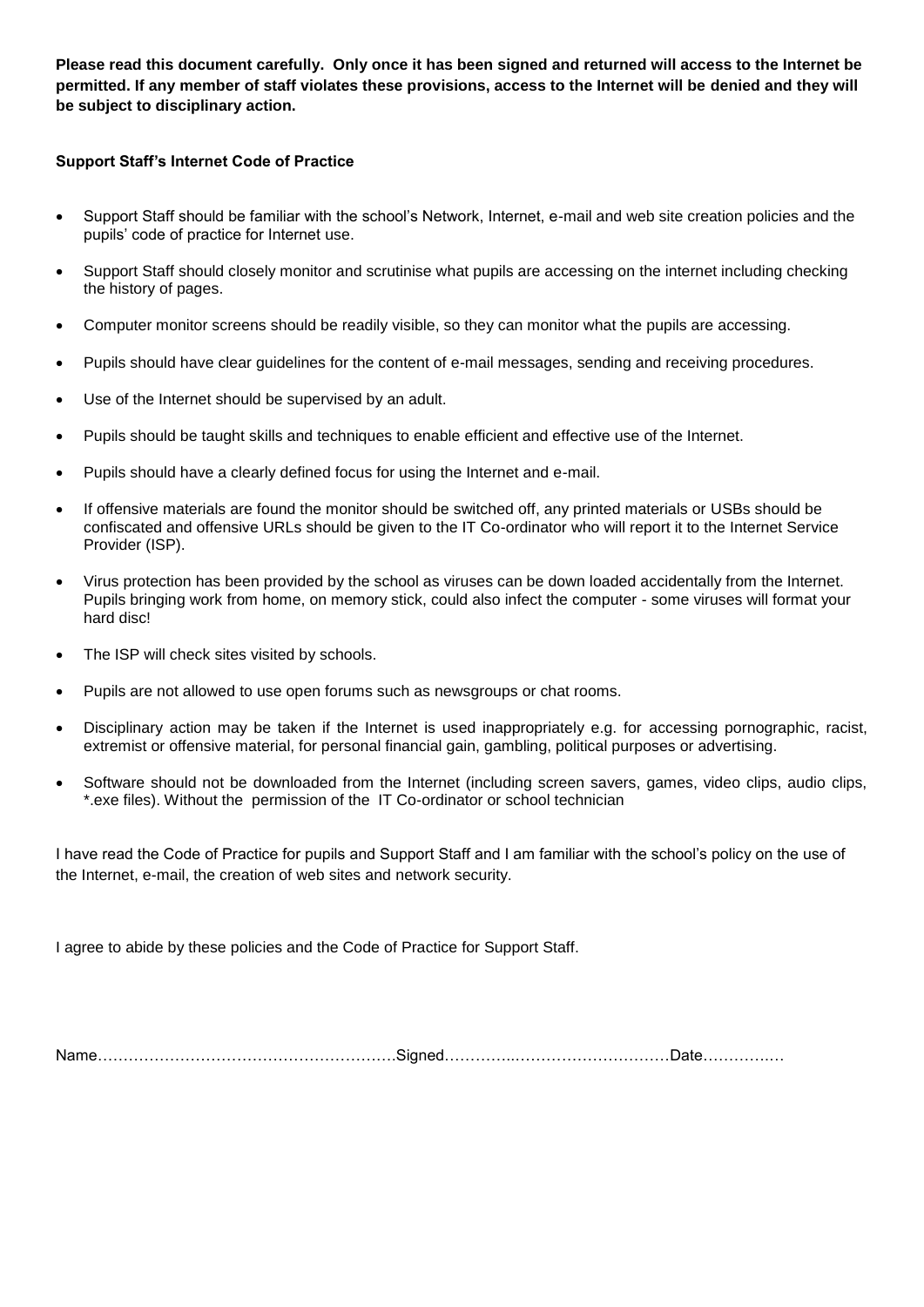**Please read this document carefully. Only once it has been signed and returned will access to the Internet be permitted. If any member of staff violates these provisions, access to the Internet will be denied and they will be subject to disciplinary action.**

**Support Staff's Internet Code of Practice**

- Support Staff should be familiar with the school's Network, Internet, e-mail and web site creation policies and the pupils' code of practice for Internet use.
- Support Staff should closely monitor and scrutinise what pupils are accessing on the internet including checking the history of pages.
- Computer monitor screens should be readily visible, so they can monitor what the pupils are accessing.
- Pupils should have clear guidelines for the content of e-mail messages, sending and receiving procedures.
- Use of the Internet should be supervised by an adult.
- Pupils should be taught skills and techniques to enable efficient and effective use of the Internet.
- Pupils should have a clearly defined focus for using the Internet and e-mail.
- If offensive materials are found the monitor should be switched off, any printed materials or USBs should be confiscated and offensive URLs should be given to the IT Co-ordinator who will report it to the Internet Service Provider (ISP).
- Virus protection has been provided by the school as viruses can be down loaded accidentally from the Internet. Pupils bringing work from home, on memory stick, could also infect the computer - some viruses will format your hard disc!
- The ISP will check sites visited by schools.
- Pupils are not allowed to use open forums such as newsgroups or chat rooms.
- Disciplinary action may be taken if the Internet is used inappropriately e.g. for accessing pornographic, racist, extremist or offensive material, for personal financial gain, gambling, political purposes or advertising.
- Software should not be downloaded from the Internet (including screen savers, games, video clips, audio clips, *.exe files). Without the permission of the IT Co-ordinator or school technician

I have read the Code of Practice for pupils and Support Staff and I am familiar with the school's policy on the use of the Internet, e-mail, the creation of web sites and network security.

I agree to abide by these policies and the Code of Practice for Support Staff.

Name…………………………………………………Signed…………..…………………………Date……………